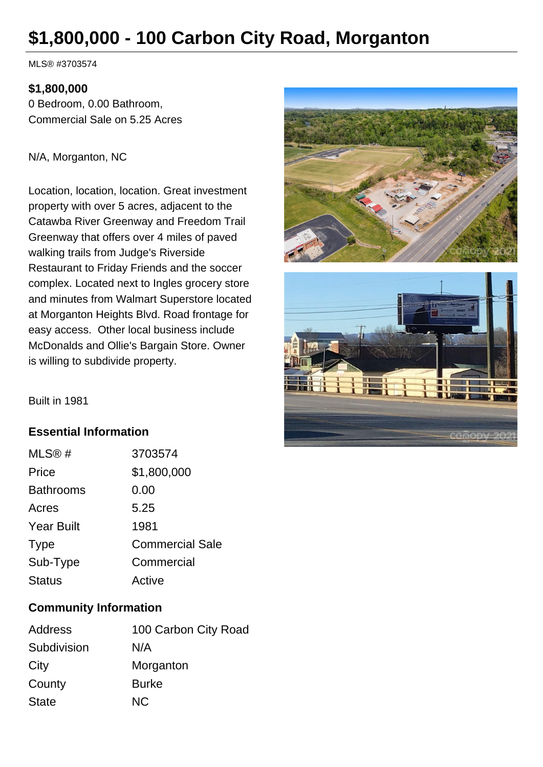# $1,800,000 - 100 Carbon City Road, Morganton

MLS® #3703574

**$1,800,000**
0 Bedroom, 0.00 Bathroom,
Commercial Sale on 5.25 Acres

N/A, Morganton, NC

Location, location, location. Great investment property with over 5 acres, adjacent to the Catawba River Greenway and Freedom Trail Greenway that offers over 4 miles of paved walking trails from Judge's Riverside Restaurant to Friday Friends and the soccer complex. Located next to Ingles grocery store and minutes from Walmart Superstore located at Morganton Heights Blvd. Road frontage for easy access. Other local business include McDonalds and Ollie's Bargain Store. Owner is willing to subdivide property.

Built in 1981

## Essential Information

| | |
|---|---|
| MLS® # | 3703574 |
| Price | $1,800,000 |
| Bathrooms | 0.00 |
| Acres | 5.25 |
| Year Built | 1981 |
| Type | Commercial Sale |
| Sub-Type | Commercial |
| Status | Active |

## Community Information

| | |
|---|---|
| Address | 100 Carbon City Road |
| Subdivision | N/A |
| City | Morganton |
| County | Burke |
| State | NC |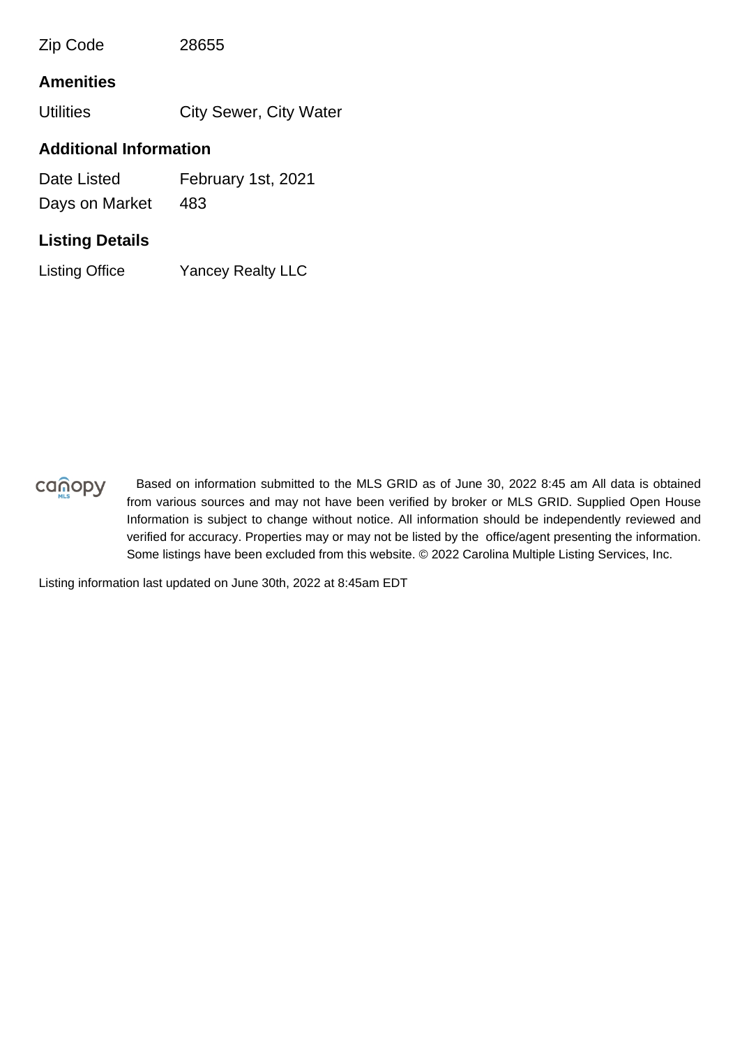| | |
|---|---|
| Zip Code | 28655 |

## Amenities

| | |
|---|---|
| Utilities | City Sewer, City Water |

## Additional Information

| | |
|---|---|
| Date Listed | February 1st, 2021 |
| Days on Market | 483 |

## Listing Details

| | |
|---|---|
| Listing Office | Yancey Realty LLC |

Based on information submitted to the MLS GRID as of June 30, 2022 8:45 am All data is obtained from various sources and may not have been verified by broker or MLS GRID. Supplied Open House Information is subject to change without notice. All information should be independently reviewed and verified for accuracy. Properties may or may not be listed by the office/agent presenting the information. Some listings have been excluded from this website. © 2022 Carolina Multiple Listing Services, Inc.

Listing information last updated on June 30th, 2022 at 8:45am EDT